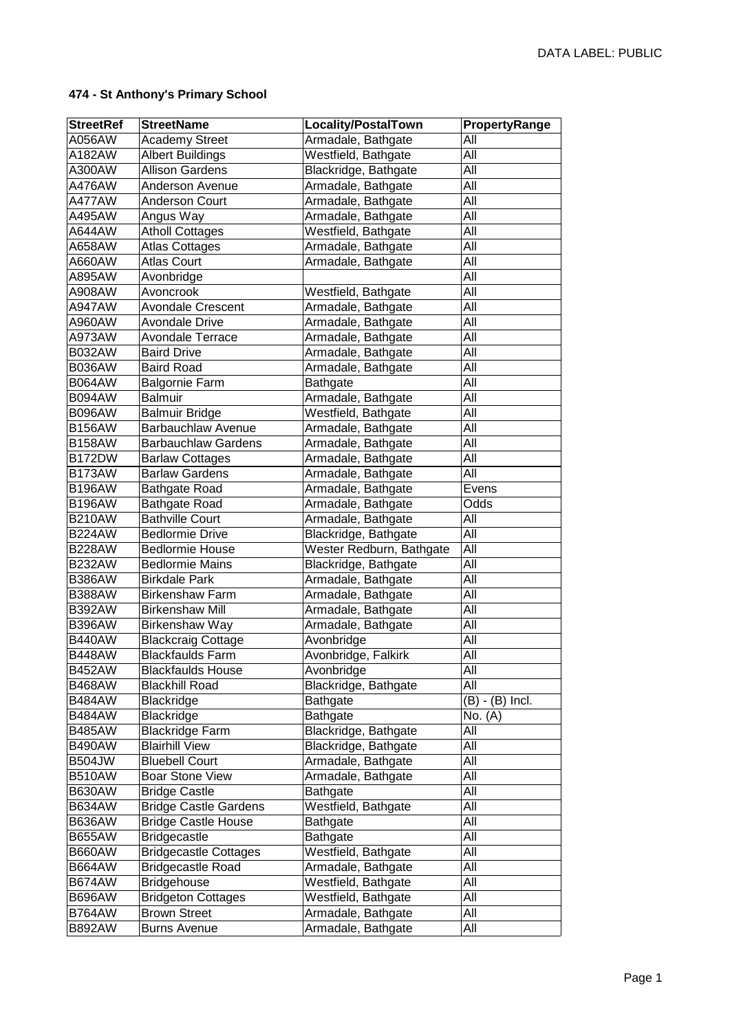DATA LABEL: PUBLIC

**474 - St Anthony's Primary School**

| StreetRef | StreetName | Locality/PostalTown | PropertyRange |
|---|---|---|---|
| A056AW | Academy Street | Armadale, Bathgate | All |
| A182AW | Albert Buildings | Westfield, Bathgate | All |
| A300AW | Allison Gardens | Blackridge, Bathgate | All |
| A476AW | Anderson Avenue | Armadale, Bathgate | All |
| A477AW | Anderson Court | Armadale, Bathgate | All |
| A495AW | Angus Way | Armadale, Bathgate | All |
| A644AW | Atholl Cottages | Westfield, Bathgate | All |
| A658AW | Atlas Cottages | Armadale, Bathgate | All |
| A660AW | Atlas Court | Armadale, Bathgate | All |
| A895AW | Avonbridge | | All |
| A908AW | Avoncrook | Westfield, Bathgate | All |
| A947AW | Avondale Crescent | Armadale, Bathgate | All |
| A960AW | Avondale Drive | Armadale, Bathgate | All |
| A973AW | Avondale Terrace | Armadale, Bathgate | All |
| B032AW | Baird Drive | Armadale, Bathgate | All |
| B036AW | Baird Road | Armadale, Bathgate | All |
| B064AW | Balgornie Farm | Bathgate | All |
| B094AW | Balmuir | Armadale, Bathgate | All |
| B096AW | Balmuir Bridge | Westfield, Bathgate | All |
| B156AW | Barbauchlaw Avenue | Armadale, Bathgate | All |
| B158AW | Barbauchlaw Gardens | Armadale, Bathgate | All |
| B172DW | Barlaw Cottages | Armadale, Bathgate | All |
| B173AW | Barlaw Gardens | Armadale, Bathgate | All |
| B196AW | Bathgate Road | Armadale, Bathgate | Evens |
| B196AW | Bathgate Road | Armadale, Bathgate | Odds |
| B210AW | Bathville Court | Armadale, Bathgate | All |
| B224AW | Bedlormie Drive | Blackridge, Bathgate | All |
| B228AW | Bedlormie House | Wester Redburn, Bathgate | All |
| B232AW | Bedlormie Mains | Blackridge, Bathgate | All |
| B386AW | Birkdale Park | Armadale, Bathgate | All |
| B388AW | Birkenshaw Farm | Armadale, Bathgate | All |
| B392AW | Birkenshaw Mill | Armadale, Bathgate | All |
| B396AW | Birkenshaw Way | Armadale, Bathgate | All |
| B440AW | Blackcraig Cottage | Avonbridge | All |
| B448AW | Blackfaulds Farm | Avonbridge, Falkirk | All |
| B452AW | Blackfaulds House | Avonbridge | All |
| B468AW | Blackhill Road | Blackridge, Bathgate | All |
| B484AW | Blackridge | Bathgate | (B) - (B) Incl. |
| B484AW | Blackridge | Bathgate | No. (A) |
| B485AW | Blackridge Farm | Blackridge, Bathgate | All |
| B490AW | Blairhill View | Blackridge, Bathgate | All |
| B504JW | Bluebell Court | Armadale, Bathgate | All |
| B510AW | Boar Stone View | Armadale, Bathgate | All |
| B630AW | Bridge Castle | Bathgate | All |
| B634AW | Bridge Castle Gardens | Westfield, Bathgate | All |
| B636AW | Bridge Castle House | Bathgate | All |
| B655AW | Bridgecastle | Bathgate | All |
| B660AW | Bridgecastle Cottages | Westfield, Bathgate | All |
| B664AW | Bridgecastle Road | Armadale, Bathgate | All |
| B674AW | Bridgehouse | Westfield, Bathgate | All |
| B696AW | Bridgeton Cottages | Westfield, Bathgate | All |
| B764AW | Brown Street | Armadale, Bathgate | All |
| B892AW | Burns Avenue | Armadale, Bathgate | All |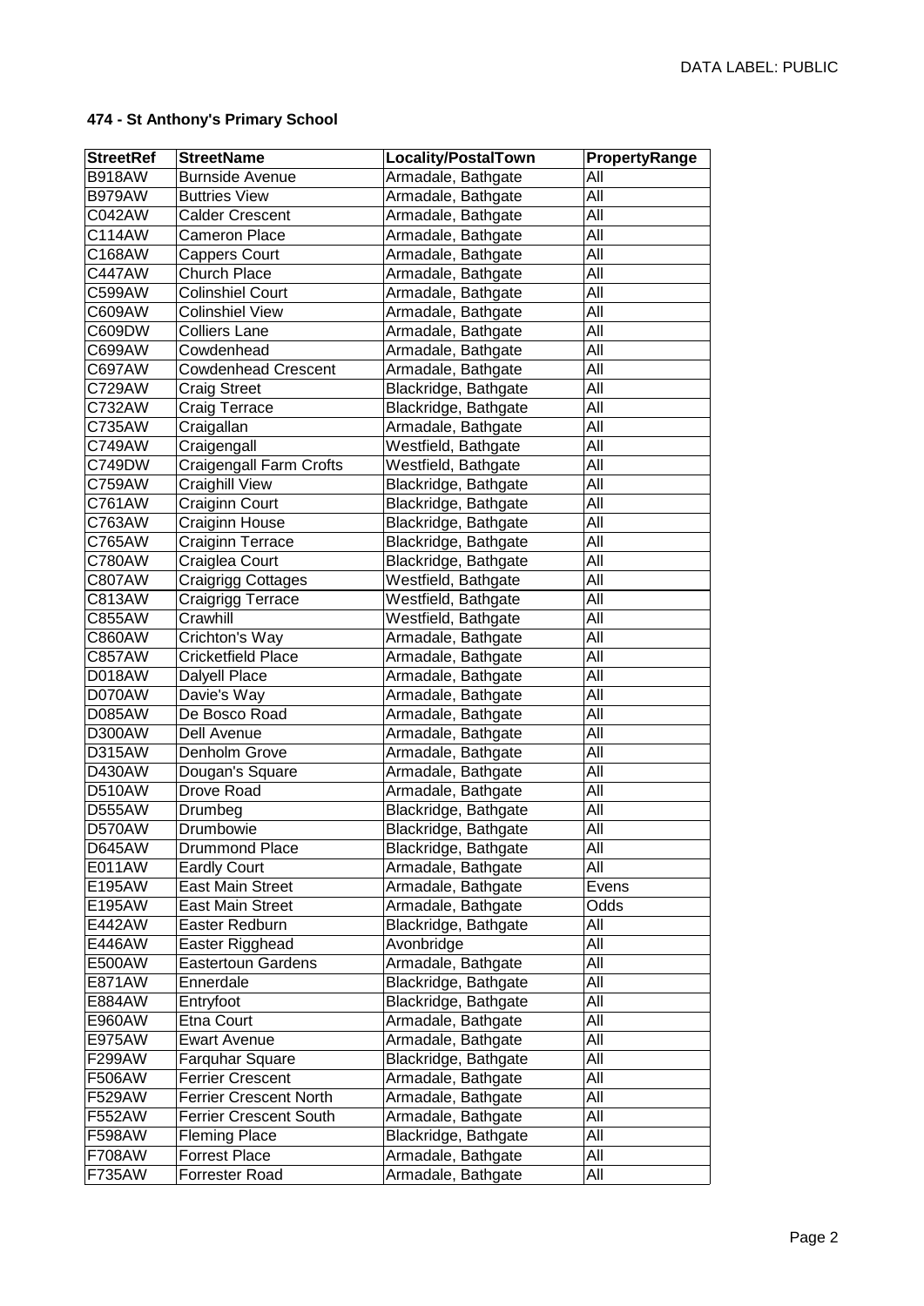**474 - St Anthony's Primary School**

| StreetRef | StreetName | Locality/PostalTown | PropertyRange |
|---|---|---|---|
| B918AW | Burnside Avenue | Armadale, Bathgate | All |
| B979AW | Buttries View | Armadale, Bathgate | All |
| C042AW | Calder Crescent | Armadale, Bathgate | All |
| C114AW | Cameron Place | Armadale, Bathgate | All |
| C168AW | Cappers Court | Armadale, Bathgate | All |
| C447AW | Church Place | Armadale, Bathgate | All |
| C599AW | Colinshiel Court | Armadale, Bathgate | All |
| C609AW | Colinshiel View | Armadale, Bathgate | All |
| C609DW | Colliers Lane | Armadale, Bathgate | All |
| C699AW | Cowdenhead | Armadale, Bathgate | All |
| C697AW | Cowdenhead Crescent | Armadale, Bathgate | All |
| C729AW | Craig Street | Blackridge, Bathgate | All |
| C732AW | Craig Terrace | Blackridge, Bathgate | All |
| C735AW | Craigallan | Armadale, Bathgate | All |
| C749AW | Craigengall | Westfield, Bathgate | All |
| C749DW | Craigengall Farm Crofts | Westfield, Bathgate | All |
| C759AW | Craighill View | Blackridge, Bathgate | All |
| C761AW | Craiginn Court | Blackridge, Bathgate | All |
| C763AW | Craiginn House | Blackridge, Bathgate | All |
| C765AW | Craiginn Terrace | Blackridge, Bathgate | All |
| C780AW | Craiglea Court | Blackridge, Bathgate | All |
| C807AW | Craigrigg Cottages | Westfield, Bathgate | All |
| C813AW | Craigrigg Terrace | Westfield, Bathgate | All |
| C855AW | Crawhill | Westfield, Bathgate | All |
| C860AW | Crichton's Way | Armadale, Bathgate | All |
| C857AW | Cricketfield Place | Armadale, Bathgate | All |
| D018AW | Dalyell Place | Armadale, Bathgate | All |
| D070AW | Davie's Way | Armadale, Bathgate | All |
| D085AW | De Bosco Road | Armadale, Bathgate | All |
| D300AW | Dell Avenue | Armadale, Bathgate | All |
| D315AW | Denholm Grove | Armadale, Bathgate | All |
| D430AW | Dougan's Square | Armadale, Bathgate | All |
| D510AW | Drove Road | Armadale, Bathgate | All |
| D555AW | Drumbeg | Blackridge, Bathgate | All |
| D570AW | Drumbowie | Blackridge, Bathgate | All |
| D645AW | Drummond Place | Blackridge, Bathgate | All |
| E011AW | Eardly Court | Armadale, Bathgate | All |
| E195AW | East Main Street | Armadale, Bathgate | Evens |
| E195AW | East Main Street | Armadale, Bathgate | Odds |
| E442AW | Easter Redburn | Blackridge, Bathgate | All |
| E446AW | Easter Rigghead | Avonbridge | All |
| E500AW | Eastertoun Gardens | Armadale, Bathgate | All |
| E871AW | Ennerdale | Blackridge, Bathgate | All |
| E884AW | Entryfoot | Blackridge, Bathgate | All |
| E960AW | Etna Court | Armadale, Bathgate | All |
| E975AW | Ewart Avenue | Armadale, Bathgate | All |
| F299AW | Farquhar Square | Blackridge, Bathgate | All |
| F506AW | Ferrier Crescent | Armadale, Bathgate | All |
| F529AW | Ferrier Crescent North | Armadale, Bathgate | All |
| F552AW | Ferrier Crescent South | Armadale, Bathgate | All |
| F598AW | Fleming Place | Blackridge, Bathgate | All |
| F708AW | Forrest Place | Armadale, Bathgate | All |
| F735AW | Forrester Road | Armadale, Bathgate | All |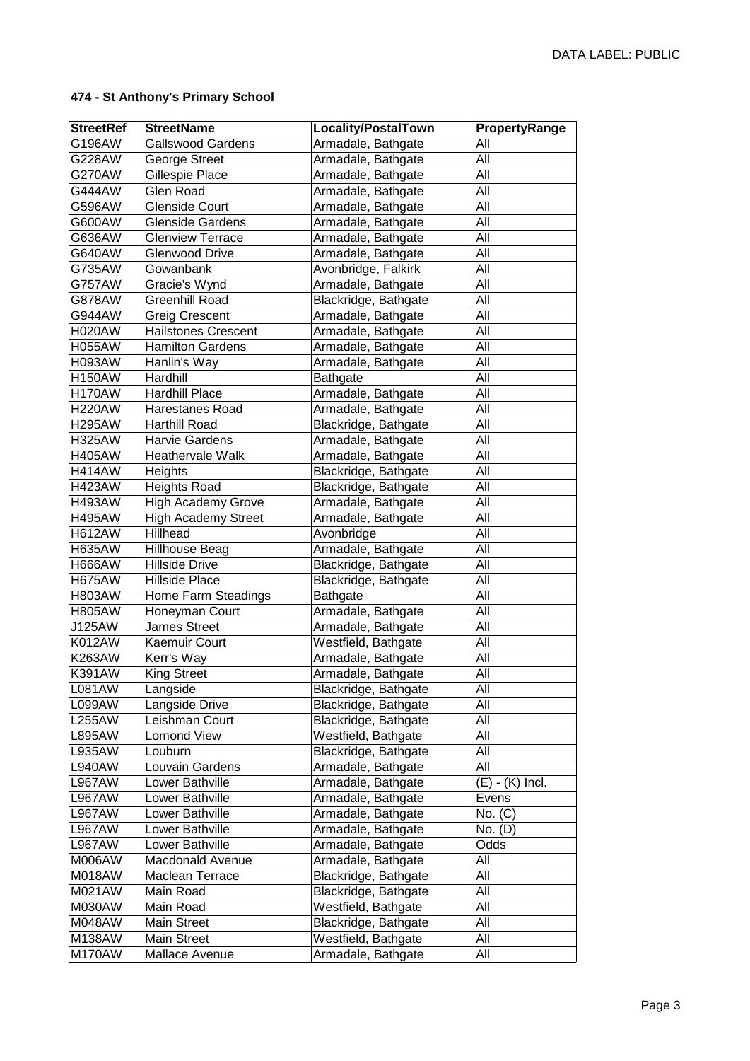**474 - St Anthony's Primary School**

| StreetRef | StreetName | Locality/PostalTown | PropertyRange |
|---|---|---|---|
| G196AW | Gallswood Gardens | Armadale, Bathgate | All |
| G228AW | George Street | Armadale, Bathgate | All |
| G270AW | Gillespie Place | Armadale, Bathgate | All |
| G444AW | Glen Road | Armadale, Bathgate | All |
| G596AW | Glenside Court | Armadale, Bathgate | All |
| G600AW | Glenside Gardens | Armadale, Bathgate | All |
| G636AW | Glenview Terrace | Armadale, Bathgate | All |
| G640AW | Glenwood Drive | Armadale, Bathgate | All |
| G735AW | Gowanbank | Avonbridge, Falkirk | All |
| G757AW | Gracie's Wynd | Armadale, Bathgate | All |
| G878AW | Greenhill Road | Blackridge, Bathgate | All |
| G944AW | Greig Crescent | Armadale, Bathgate | All |
| H020AW | Hailstones Crescent | Armadale, Bathgate | All |
| H055AW | Hamilton Gardens | Armadale, Bathgate | All |
| H093AW | Hanlin's Way | Armadale, Bathgate | All |
| H150AW | Hardhill | Bathgate | All |
| H170AW | Hardhill Place | Armadale, Bathgate | All |
| H220AW | Harestanes Road | Armadale, Bathgate | All |
| H295AW | Harthill Road | Blackridge, Bathgate | All |
| H325AW | Harvie Gardens | Armadale, Bathgate | All |
| H405AW | Heathervale Walk | Armadale, Bathgate | All |
| H414AW | Heights | Blackridge, Bathgate | All |
| H423AW | Heights Road | Blackridge, Bathgate | All |
| H493AW | High Academy Grove | Armadale, Bathgate | All |
| H495AW | High Academy Street | Armadale, Bathgate | All |
| H612AW | Hillhead | Avonbridge | All |
| H635AW | Hillhouse Beag | Armadale, Bathgate | All |
| H666AW | Hillside Drive | Blackridge, Bathgate | All |
| H675AW | Hillside Place | Blackridge, Bathgate | All |
| H803AW | Home Farm Steadings | Bathgate | All |
| H805AW | Honeyman Court | Armadale, Bathgate | All |
| J125AW | James Street | Armadale, Bathgate | All |
| K012AW | Kaemuir Court | Westfield, Bathgate | All |
| K263AW | Kerr's Way | Armadale, Bathgate | All |
| K391AW | King Street | Armadale, Bathgate | All |
| L081AW | Langside | Blackridge, Bathgate | All |
| L099AW | Langside Drive | Blackridge, Bathgate | All |
| L255AW | Leishman Court | Blackridge, Bathgate | All |
| L895AW | Lomond View | Westfield, Bathgate | All |
| L935AW | Louburn | Blackridge, Bathgate | All |
| L940AW | Louvain Gardens | Armadale, Bathgate | All |
| L967AW | Lower Bathville | Armadale, Bathgate | (E) - (K) Incl. |
| L967AW | Lower Bathville | Armadale, Bathgate | Evens |
| L967AW | Lower Bathville | Armadale, Bathgate | No. (C) |
| L967AW | Lower Bathville | Armadale, Bathgate | No. (D) |
| L967AW | Lower Bathville | Armadale, Bathgate | Odds |
| M006AW | Macdonald Avenue | Armadale, Bathgate | All |
| M018AW | Maclean Terrace | Blackridge, Bathgate | All |
| M021AW | Main Road | Blackridge, Bathgate | All |
| M030AW | Main Road | Westfield, Bathgate | All |
| M048AW | Main Street | Blackridge, Bathgate | All |
| M138AW | Main Street | Westfield, Bathgate | All |
| M170AW | Mallace Avenue | Armadale, Bathgate | All |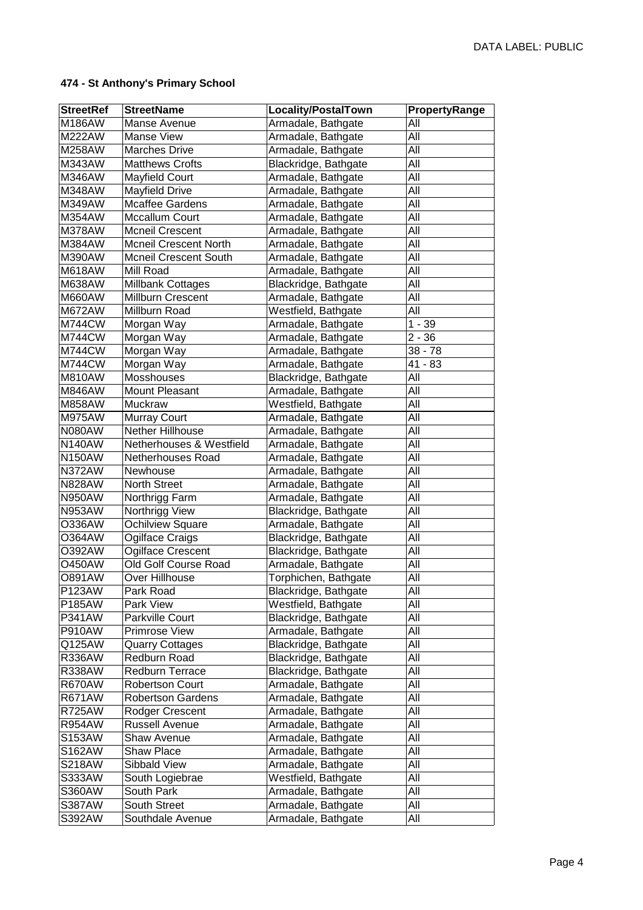**474 - St Anthony's Primary School**

| StreetRef | StreetName | Locality/PostalTown | PropertyRange |
|---|---|---|---|
| M186AW | Manse Avenue | Armadale, Bathgate | All |
| M222AW | Manse View | Armadale, Bathgate | All |
| M258AW | Marches Drive | Armadale, Bathgate | All |
| M343AW | Matthews Crofts | Blackridge, Bathgate | All |
| M346AW | Mayfield Court | Armadale, Bathgate | All |
| M348AW | Mayfield Drive | Armadale, Bathgate | All |
| M349AW | Mcaffee Gardens | Armadale, Bathgate | All |
| M354AW | Mccallum Court | Armadale, Bathgate | All |
| M378AW | Mcneil Crescent | Armadale, Bathgate | All |
| M384AW | Mcneil Crescent North | Armadale, Bathgate | All |
| M390AW | Mcneil Crescent South | Armadale, Bathgate | All |
| M618AW | Mill Road | Armadale, Bathgate | All |
| M638AW | Millbank Cottages | Blackridge, Bathgate | All |
| M660AW | Millburn Crescent | Armadale, Bathgate | All |
| M672AW | Millburn Road | Westfield, Bathgate | All |
| M744CW | Morgan Way | Armadale, Bathgate | 1 - 39 |
| M744CW | Morgan Way | Armadale, Bathgate | 2 - 36 |
| M744CW | Morgan Way | Armadale, Bathgate | 38 - 78 |
| M744CW | Morgan Way | Armadale, Bathgate | 41 - 83 |
| M810AW | Mosshouses | Blackridge, Bathgate | All |
| M846AW | Mount Pleasant | Armadale, Bathgate | All |
| M858AW | Muckraw | Westfield, Bathgate | All |
| M975AW | Murray Court | Armadale, Bathgate | All |
| N080AW | Nether Hillhouse | Armadale, Bathgate | All |
| N140AW | Netherhouses & Westfield | Armadale, Bathgate | All |
| N150AW | Netherhouses Road | Armadale, Bathgate | All |
| N372AW | Newhouse | Armadale, Bathgate | All |
| N828AW | North Street | Armadale, Bathgate | All |
| N950AW | Northrigg Farm | Armadale, Bathgate | All |
| N953AW | Northrigg View | Blackridge, Bathgate | All |
| O336AW | Ochilview Square | Armadale, Bathgate | All |
| O364AW | Ogilface Craigs | Blackridge, Bathgate | All |
| O392AW | Ogilface Crescent | Blackridge, Bathgate | All |
| O450AW | Old Golf Course Road | Armadale, Bathgate | All |
| O891AW | Over Hillhouse | Torphichen, Bathgate | All |
| P123AW | Park Road | Blackridge, Bathgate | All |
| P185AW | Park View | Westfield, Bathgate | All |
| P341AW | Parkville Court | Blackridge, Bathgate | All |
| P910AW | Primrose View | Armadale, Bathgate | All |
| Q125AW | Quarry Cottages | Blackridge, Bathgate | All |
| R336AW | Redburn Road | Blackridge, Bathgate | All |
| R338AW | Redburn Terrace | Blackridge, Bathgate | All |
| R670AW | Robertson Court | Armadale, Bathgate | All |
| R671AW | Robertson Gardens | Armadale, Bathgate | All |
| R725AW | Rodger Crescent | Armadale, Bathgate | All |
| R954AW | Russell Avenue | Armadale, Bathgate | All |
| S153AW | Shaw Avenue | Armadale, Bathgate | All |
| S162AW | Shaw Place | Armadale, Bathgate | All |
| S218AW | Sibbald View | Armadale, Bathgate | All |
| S333AW | South Logiebrae | Westfield, Bathgate | All |
| S360AW | South Park | Armadale, Bathgate | All |
| S387AW | South Street | Armadale, Bathgate | All |
| S392AW | Southdale Avenue | Armadale, Bathgate | All |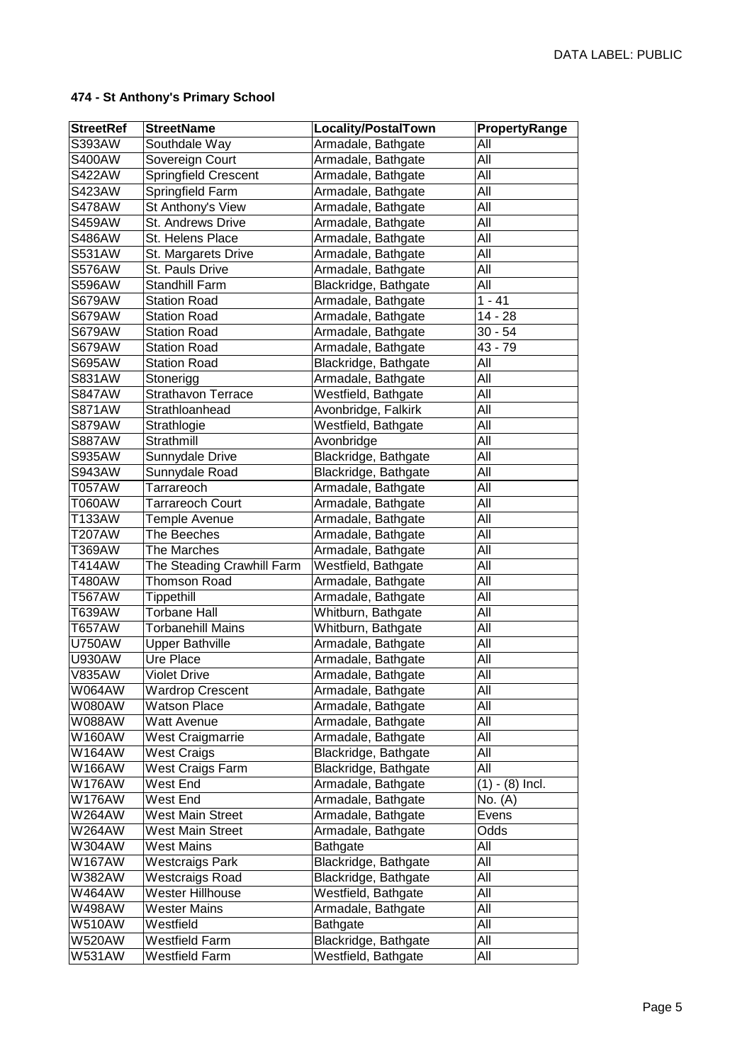DATA LABEL: PUBLIC

**474 - St Anthony's Primary School**

| StreetRef | StreetName | Locality/PostalTown | PropertyRange |
|---|---|---|---|
| S393AW | Southdale Way | Armadale, Bathgate | All |
| S400AW | Sovereign Court | Armadale, Bathgate | All |
| S422AW | Springfield Crescent | Armadale, Bathgate | All |
| S423AW | Springfield Farm | Armadale, Bathgate | All |
| S478AW | St Anthony's View | Armadale, Bathgate | All |
| S459AW | St. Andrews Drive | Armadale, Bathgate | All |
| S486AW | St. Helens Place | Armadale, Bathgate | All |
| S531AW | St. Margarets Drive | Armadale, Bathgate | All |
| S576AW | St. Pauls Drive | Armadale, Bathgate | All |
| S596AW | Standhill Farm | Blackridge, Bathgate | All |
| S679AW | Station Road | Armadale, Bathgate | 1 - 41 |
| S679AW | Station Road | Armadale, Bathgate | 14 - 28 |
| S679AW | Station Road | Armadale, Bathgate | 30 - 54 |
| S679AW | Station Road | Armadale, Bathgate | 43 - 79 |
| S695AW | Station Road | Blackridge, Bathgate | All |
| S831AW | Stonerigg | Armadale, Bathgate | All |
| S847AW | Strathavon Terrace | Westfield, Bathgate | All |
| S871AW | Strathloanhead | Avonbridge, Falkirk | All |
| S879AW | Strathlogie | Westfield, Bathgate | All |
| S887AW | Strathmill | Avonbridge | All |
| S935AW | Sunnydale Drive | Blackridge, Bathgate | All |
| S943AW | Sunnydale Road | Blackridge, Bathgate | All |
| T057AW | Tarrareoch | Armadale, Bathgate | All |
| T060AW | Tarrareoch Court | Armadale, Bathgate | All |
| T133AW | Temple Avenue | Armadale, Bathgate | All |
| T207AW | The Beeches | Armadale, Bathgate | All |
| T369AW | The Marches | Armadale, Bathgate | All |
| T414AW | The Steading Crawhill Farm | Westfield, Bathgate | All |
| T480AW | Thomson Road | Armadale, Bathgate | All |
| T567AW | Tippethill | Armadale, Bathgate | All |
| T639AW | Torbane Hall | Whitburn, Bathgate | All |
| T657AW | Torbanehill Mains | Whitburn, Bathgate | All |
| U750AW | Upper Bathville | Armadale, Bathgate | All |
| U930AW | Ure Place | Armadale, Bathgate | All |
| V835AW | Violet Drive | Armadale, Bathgate | All |
| W064AW | Wardrop Crescent | Armadale, Bathgate | All |
| W080AW | Watson Place | Armadale, Bathgate | All |
| W088AW | Watt Avenue | Armadale, Bathgate | All |
| W160AW | West Craigmarrie | Armadale, Bathgate | All |
| W164AW | West Craigs | Blackridge, Bathgate | All |
| W166AW | West Craigs Farm | Blackridge, Bathgate | All |
| W176AW | West End | Armadale, Bathgate | (1) - (8) Incl. |
| W176AW | West End | Armadale, Bathgate | No. (A) |
| W264AW | West Main Street | Armadale, Bathgate | Evens |
| W264AW | West Main Street | Armadale, Bathgate | Odds |
| W304AW | West Mains | Bathgate | All |
| W167AW | Westcraigs Park | Blackridge, Bathgate | All |
| W382AW | Westcraigs Road | Blackridge, Bathgate | All |
| W464AW | Wester Hillhouse | Westfield, Bathgate | All |
| W498AW | Wester Mains | Armadale, Bathgate | All |
| W510AW | Westfield | Bathgate | All |
| W520AW | Westfield Farm | Blackridge, Bathgate | All |
| W531AW | Westfield Farm | Westfield, Bathgate | All |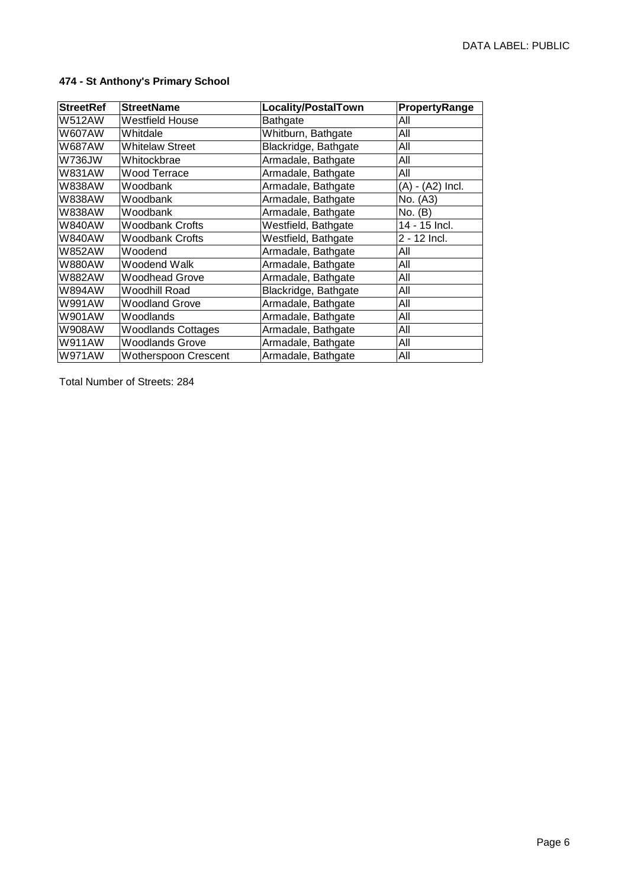**474 - St Anthony's Primary School**

| StreetRef | StreetName | Locality/PostalTown | PropertyRange |
| --- | --- | --- | --- |
| W512AW | Westfield House | Bathgate | All |
| W607AW | Whitdale | Whitburn, Bathgate | All |
| W687AW | Whitelaw Street | Blackridge, Bathgate | All |
| W736JW | Whitockbrae | Armadale, Bathgate | All |
| W831AW | Wood Terrace | Armadale, Bathgate | All |
| W838AW | Woodbank | Armadale, Bathgate | (A) - (A2) Incl. |
| W838AW | Woodbank | Armadale, Bathgate | No. (A3) |
| W838AW | Woodbank | Armadale, Bathgate | No. (B) |
| W840AW | Woodbank Crofts | Westfield, Bathgate | 14 - 15 Incl. |
| W840AW | Woodbank Crofts | Westfield, Bathgate | 2 - 12 Incl. |
| W852AW | Woodend | Armadale, Bathgate | All |
| W880AW | Woodend Walk | Armadale, Bathgate | All |
| W882AW | Woodhead Grove | Armadale, Bathgate | All |
| W894AW | Woodhill Road | Blackridge, Bathgate | All |
| W991AW | Woodland Grove | Armadale, Bathgate | All |
| W901AW | Woodlands | Armadale, Bathgate | All |
| W908AW | Woodlands Cottages | Armadale, Bathgate | All |
| W911AW | Woodlands Grove | Armadale, Bathgate | All |
| W971AW | Wotherspoon Crescent | Armadale, Bathgate | All |

Total Number of Streets: 284